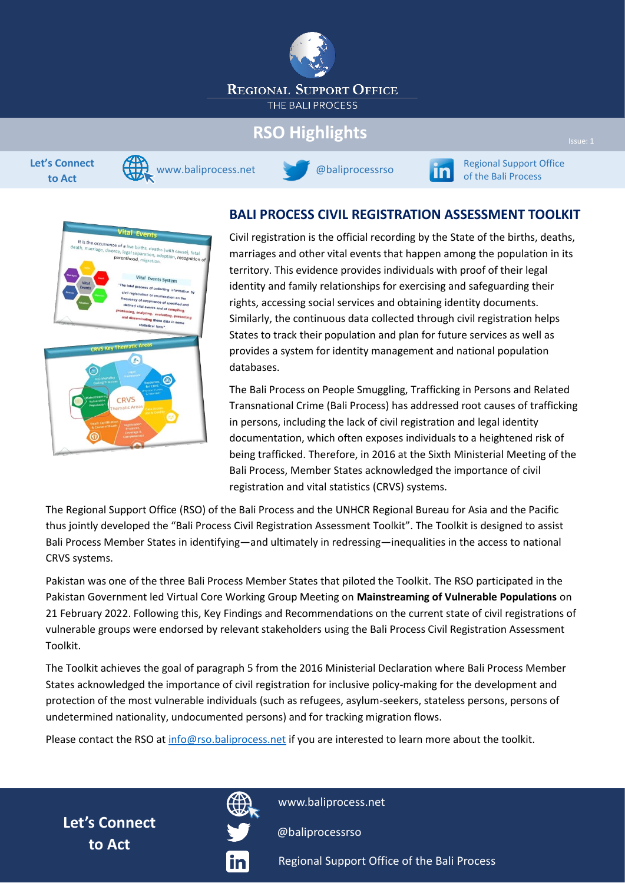# Regional Support Office
THE BALI PROCESS

## RSO Highlights

Issue: 1

Let's Connect to Act — www.baliprocess.net — @baliprocessrso — Regional Support Office of the Bali Process

## BALI PROCESS CIVIL REGISTRATION ASSESSMENT TOOLKIT

Civil registration is the official recording by the State of the births, deaths, marriages and other vital events that happen among the population in its territory. This evidence provides individuals with proof of their legal identity and family relationships for exercising and safeguarding their rights, accessing social services and obtaining identity documents. Similarly, the continuous data collected through civil registration helps States to track their population and plan for future services as well as provides a system for identity management and national population databases.

The Bali Process on People Smuggling, Trafficking in Persons and Related Transnational Crime (Bali Process) has addressed root causes of trafficking in persons, including the lack of civil registration and legal identity documentation, which often exposes individuals to a heightened risk of being trafficked. Therefore, in 2016 at the Sixth Ministerial Meeting of the Bali Process, Member States acknowledged the importance of civil registration and vital statistics (CRVS) systems.

The Regional Support Office (RSO) of the Bali Process and the UNHCR Regional Bureau for Asia and the Pacific thus jointly developed the "Bali Process Civil Registration Assessment Toolkit". The Toolkit is designed to assist Bali Process Member States in identifying—and ultimately in redressing—inequalities in the access to national CRVS systems.

Pakistan was one of the three Bali Process Member States that piloted the Toolkit. The RSO participated in the Pakistan Government led Virtual Core Working Group Meeting on **Mainstreaming of Vulnerable Populations** on 21 February 2022. Following this, Key Findings and Recommendations on the current state of civil registrations of vulnerable groups were endorsed by relevant stakeholders using the Bali Process Civil Registration Assessment Toolkit.

The Toolkit achieves the goal of paragraph 5 from the 2016 Ministerial Declaration where Bali Process Member States acknowledged the importance of civil registration for inclusive policy-making for the development and protection of the most vulnerable individuals (such as refugees, asylum-seekers, stateless persons, persons of undetermined nationality, undocumented persons) and for tracking migration flows.

Please contact the RSO at info@rso.baliprocess.net if you are interested to learn more about the toolkit.

**Let's Connect to Act**

www.baliprocess.net

@baliprocessrso

Regional Support Office of the Bali Process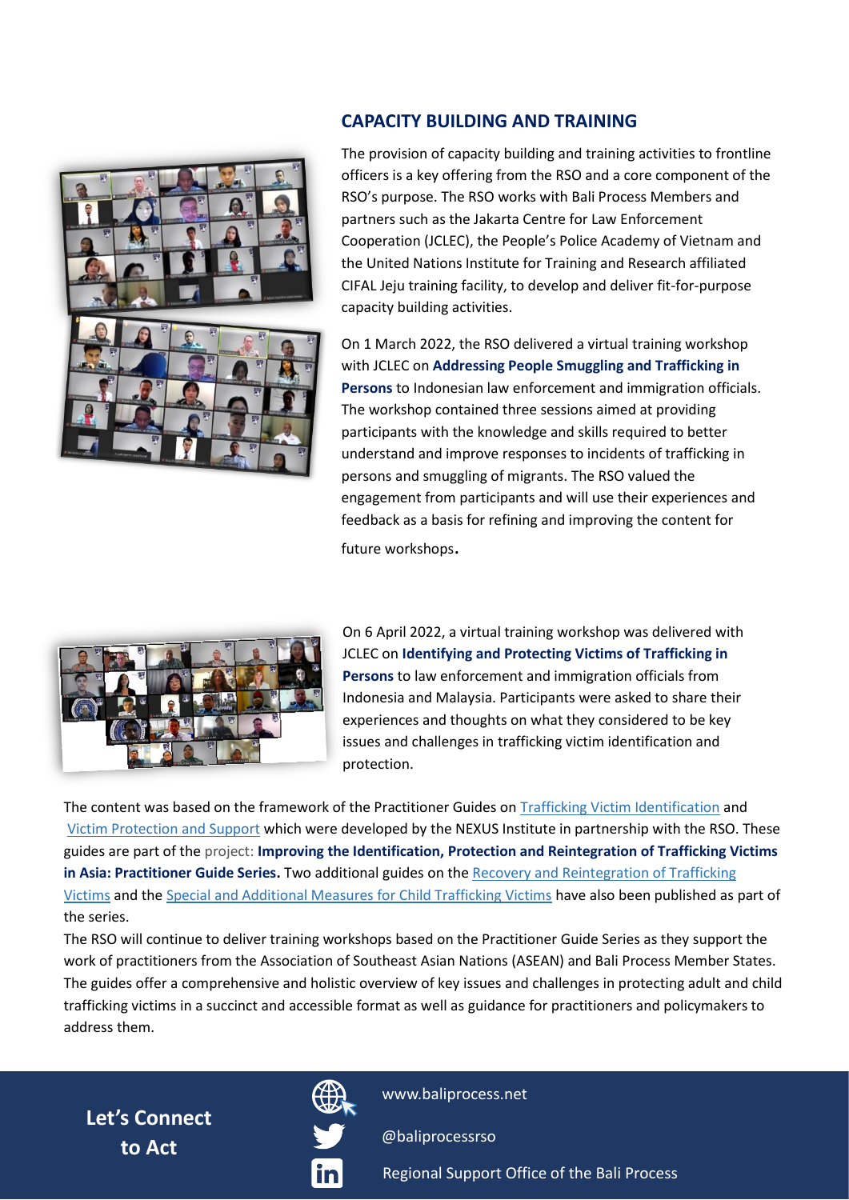## CAPACITY BUILDING AND TRAINING

The provision of capacity building and training activities to frontline officers is a key offering from the RSO and a core component of the RSO's purpose. The RSO works with Bali Process Members and partners such as the Jakarta Centre for Law Enforcement Cooperation (JCLEC), the People's Police Academy of Vietnam and the United Nations Institute for Training and Research affiliated CIFAL Jeju training facility, to develop and deliver fit-for-purpose capacity building activities.

On 1 March 2022, the RSO delivered a virtual training workshop with JCLEC on **Addressing People Smuggling and Trafficking in Persons** to Indonesian law enforcement and immigration officials. The workshop contained three sessions aimed at providing participants with the knowledge and skills required to better understand and improve responses to incidents of trafficking in persons and smuggling of migrants. The RSO valued the engagement from participants and will use their experiences and feedback as a basis for refining and improving the content for future workshops.

On 6 April 2022, a virtual training workshop was delivered with JCLEC on **Identifying and Protecting Victims of Trafficking in Persons** to law enforcement and immigration officials from Indonesia and Malaysia. Participants were asked to share their experiences and thoughts on what they considered to be key issues and challenges in trafficking victim identification and protection.

The content was based on the framework of the Practitioner Guides on Trafficking Victim Identification and Victim Protection and Support which were developed by the NEXUS Institute in partnership with the RSO. These guides are part of the project: **Improving the Identification, Protection and Reintegration of Trafficking Victims in Asia: Practitioner Guide Series.** Two additional guides on the Recovery and Reintegration of Trafficking Victims and the Special and Additional Measures for Child Trafficking Victims have also been published as part of the series.

The RSO will continue to deliver training workshops based on the Practitioner Guide Series as they support the work of practitioners from the Association of Southeast Asian Nations (ASEAN) and Bali Process Member States. The guides offer a comprehensive and holistic overview of key issues and challenges in protecting adult and child trafficking victims in a succinct and accessible format as well as guidance for practitioners and policymakers to address them.

**Let's Connect to Act**

www.baliprocess.net

@baliprocessrso

Regional Support Office of the Bali Process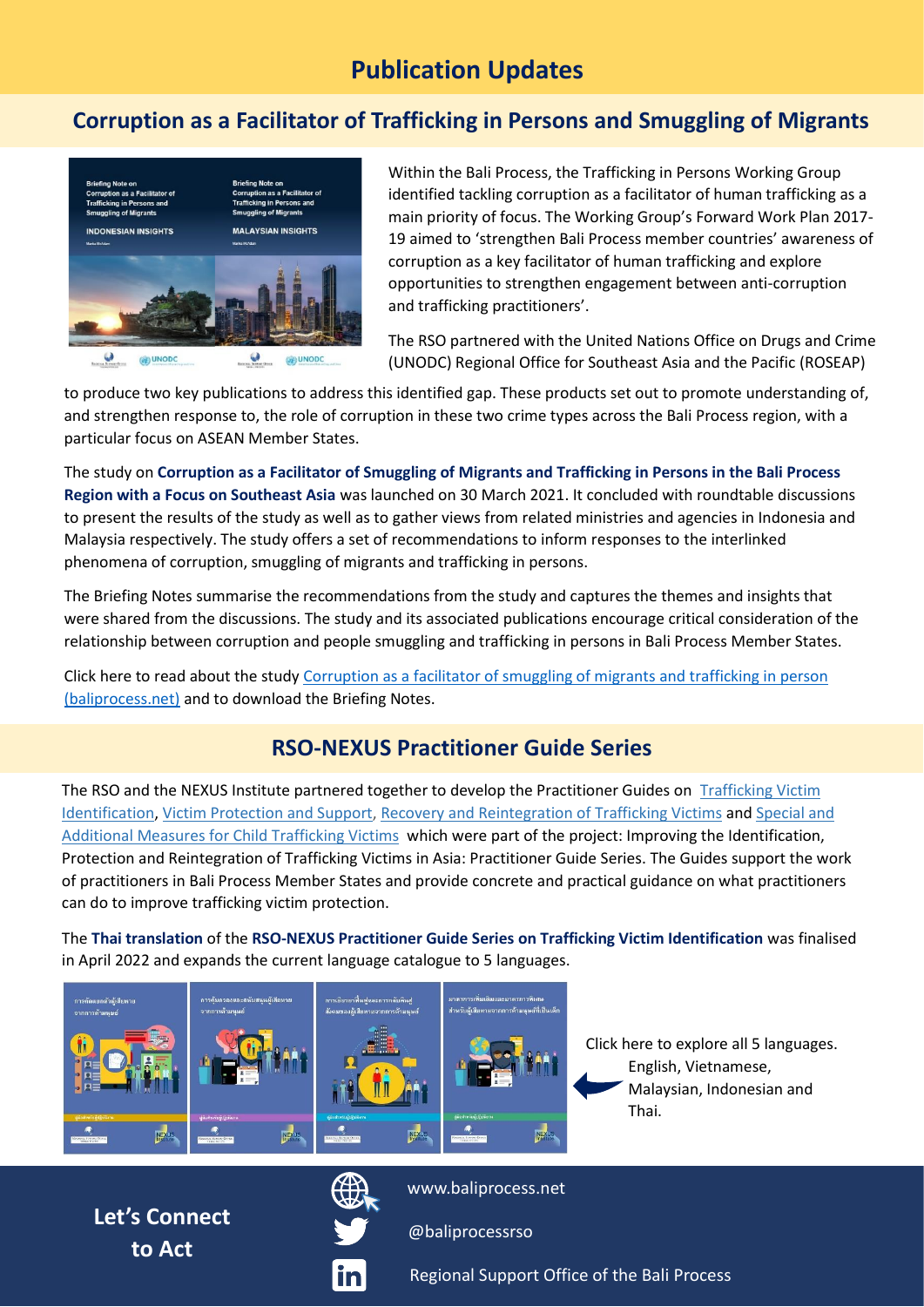# Publication Updates

## Corruption as a Facilitator of Trafficking in Persons and Smuggling of Migrants

Within the Bali Process, the Trafficking in Persons Working Group identified tackling corruption as a facilitator of human trafficking as a main priority of focus. The Working Group's Forward Work Plan 2017-19 aimed to 'strengthen Bali Process member countries' awareness of corruption as a key facilitator of human trafficking and explore opportunities to strengthen engagement between anti-corruption and trafficking practitioners'.

The RSO partnered with the United Nations Office on Drugs and Crime (UNODC) Regional Office for Southeast Asia and the Pacific (ROSEAP) to produce two key publications to address this identified gap. These products set out to promote understanding of, and strengthen response to, the role of corruption in these two crime types across the Bali Process region, with a particular focus on ASEAN Member States.

The study on **Corruption as a Facilitator of Smuggling of Migrants and Trafficking in Persons in the Bali Process Region with a Focus on Southeast Asia** was launched on 30 March 2021. It concluded with roundtable discussions to present the results of the study as well as to gather views from related ministries and agencies in Indonesia and Malaysia respectively. The study offers a set of recommendations to inform responses to the interlinked phenomena of corruption, smuggling of migrants and trafficking in persons.

The Briefing Notes summarise the recommendations from the study and captures the themes and insights that were shared from the discussions. The study and its associated publications encourage critical consideration of the relationship between corruption and people smuggling and trafficking in persons in Bali Process Member States.

Click here to read about the study Corruption as a facilitator of smuggling of migrants and trafficking in person (baliprocess.net) and to download the Briefing Notes.

## RSO-NEXUS Practitioner Guide Series

The RSO and the NEXUS Institute partnered together to develop the Practitioner Guides on Trafficking Victim Identification, Victim Protection and Support, Recovery and Reintegration of Trafficking Victims and Special and Additional Measures for Child Trafficking Victims which were part of the project: Improving the Identification, Protection and Reintegration of Trafficking Victims in Asia: Practitioner Guide Series. The Guides support the work of practitioners in Bali Process Member States and provide concrete and practical guidance on what practitioners can do to improve trafficking victim protection.

The **Thai translation** of the **RSO-NEXUS Practitioner Guide Series on Trafficking Victim Identification** was finalised in April 2022 and expands the current language catalogue to 5 languages.

Click here to explore all 5 languages. English, Vietnamese, Malaysian, Indonesian and Thai.

**Let's Connect to Act**

www.baliprocess.net

@baliprocessrso

Regional Support Office of the Bali Process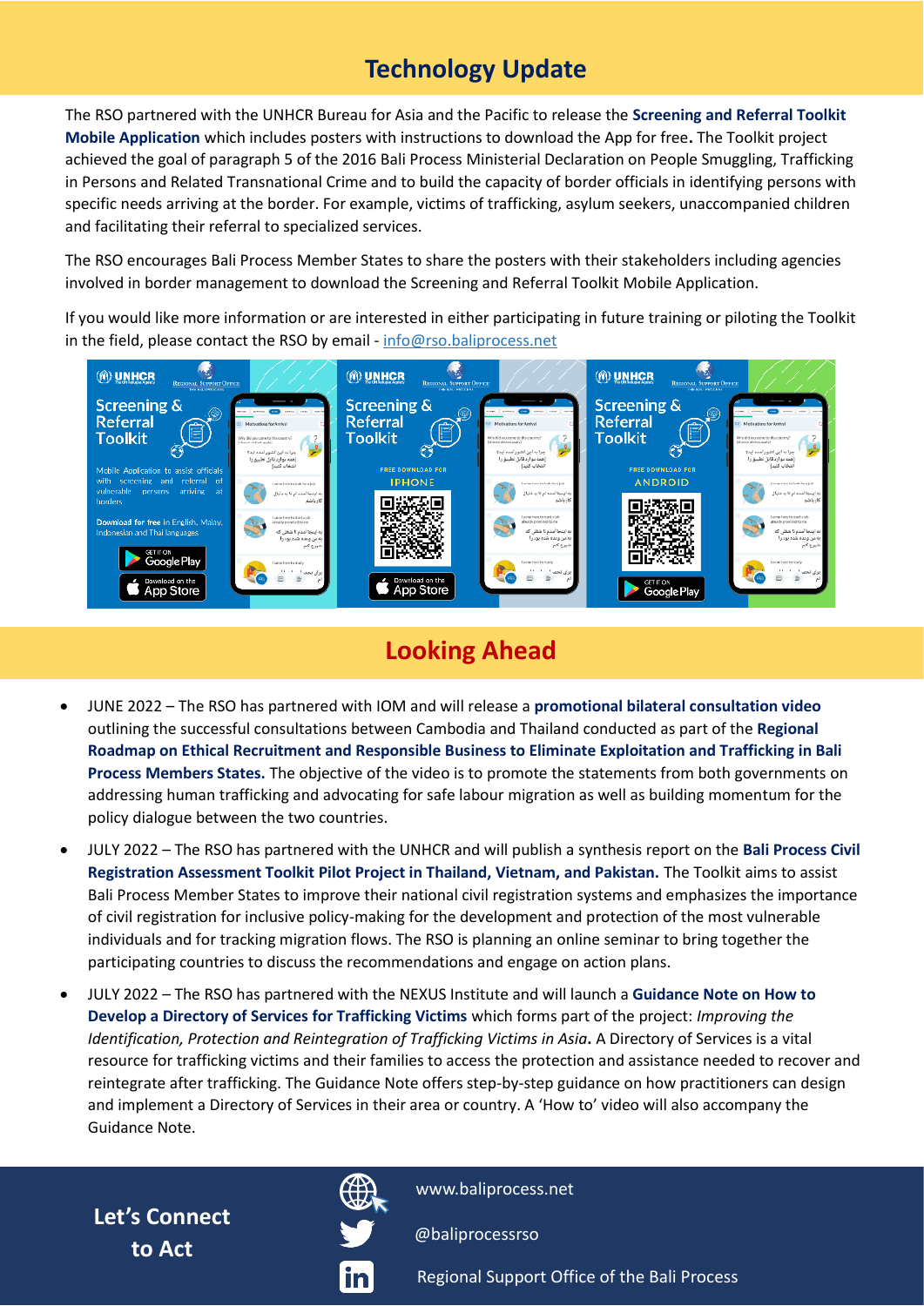## Technology Update

The RSO partnered with the UNHCR Bureau for Asia and the Pacific to release the **Screening and Referral Toolkit Mobile Application** which includes posters with instructions to download the App for free**.** The Toolkit project achieved the goal of paragraph 5 of the 2016 Bali Process Ministerial Declaration on People Smuggling, Trafficking in Persons and Related Transnational Crime and to build the capacity of border officials in identifying persons with specific needs arriving at the border. For example, victims of trafficking, asylum seekers, unaccompanied children and facilitating their referral to specialized services.

The RSO encourages Bali Process Member States to share the posters with their stakeholders including agencies involved in border management to download the Screening and Referral Toolkit Mobile Application.

If you would like more information or are interested in either participating in future training or piloting the Toolkit in the field, please contact the RSO by email - info@rso.baliprocess.net

## Looking Ahead

- JUNE 2022 – The RSO has partnered with IOM and will release a **promotional bilateral consultation video** outlining the successful consultations between Cambodia and Thailand conducted as part of the **Regional Roadmap on Ethical Recruitment and Responsible Business to Eliminate Exploitation and Trafficking in Bali Process Members States.** The objective of the video is to promote the statements from both governments on addressing human trafficking and advocating for safe labour migration as well as building momentum for the policy dialogue between the two countries.
- JULY 2022 – The RSO has partnered with the UNHCR and will publish a synthesis report on the **Bali Process Civil Registration Assessment Toolkit Pilot Project in Thailand, Vietnam, and Pakistan.** The Toolkit aims to assist Bali Process Member States to improve their national civil registration systems and emphasizes the importance of civil registration for inclusive policy-making for the development and protection of the most vulnerable individuals and for tracking migration flows. The RSO is planning an online seminar to bring together the participating countries to discuss the recommendations and engage on action plans.
- JULY 2022 – The RSO has partnered with the NEXUS Institute and will launch a **Guidance Note on How to Develop a Directory of Services for Trafficking Victims** which forms part of the project: *Improving the Identification, Protection and Reintegration of Trafficking Victims in Asia***.** A Directory of Services is a vital resource for trafficking victims and their families to access the protection and assistance needed to recover and reintegrate after trafficking. The Guidance Note offers step-by-step guidance on how practitioners can design and implement a Directory of Services in their area or country. A 'How to' video will also accompany the Guidance Note.

**Let's Connect to Act**

www.baliprocess.net

@baliprocessrso

Regional Support Office of the Bali Process